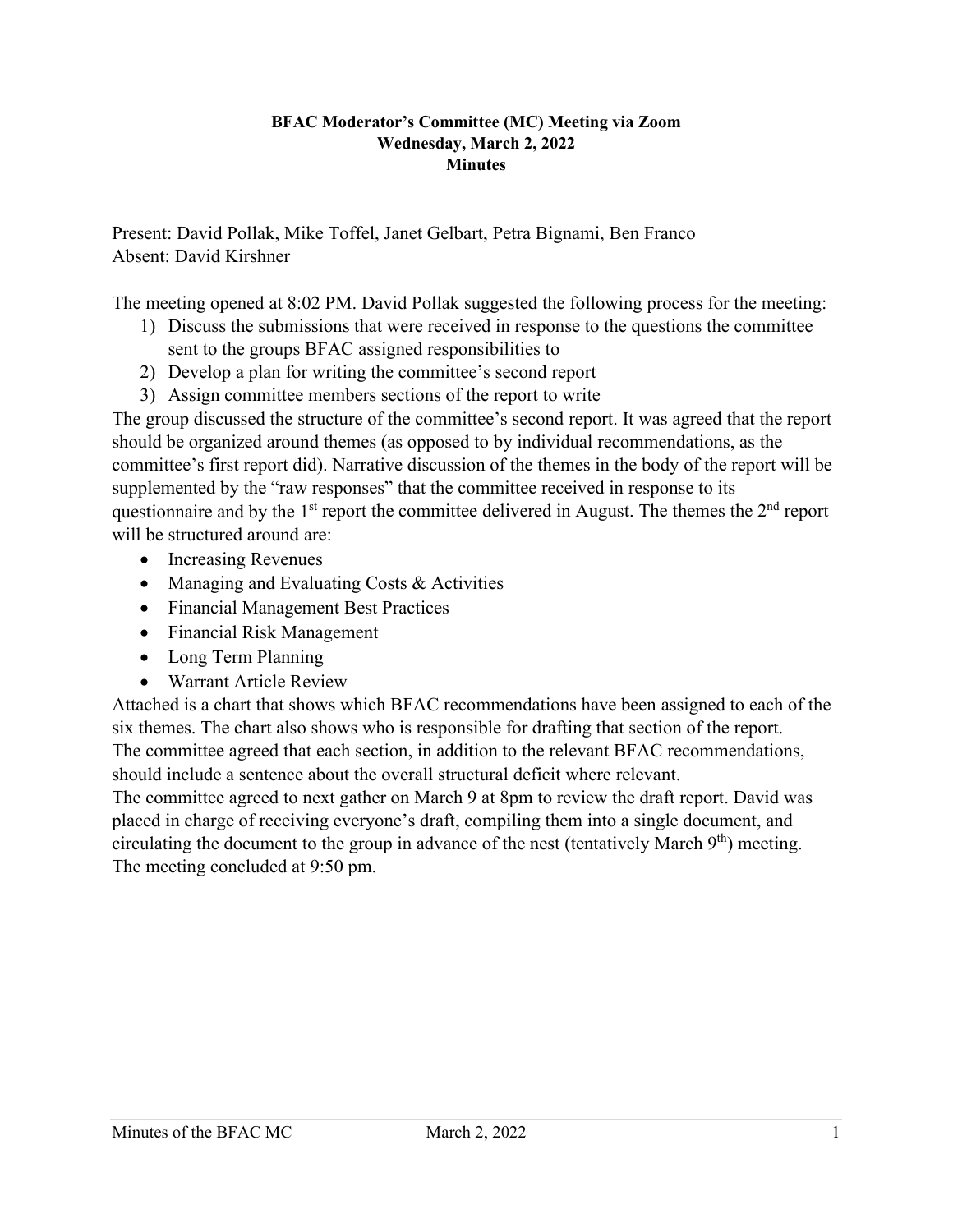**BFAC Moderator's Committee (MC) Meeting via Zoom**
**Wednesday, March 2, 2022**
**Minutes**

Present: David Pollak, Mike Toffel, Janet Gelbart, Petra Bignami, Ben Franco
Absent: David Kirshner

The meeting opened at 8:02 PM. David Pollak suggested the following process for the meeting:

1) Discuss the submissions that were received in response to the questions the committee sent to the groups BFAC assigned responsibilities to
2) Develop a plan for writing the committee's second report
3) Assign committee members sections of the report to write

The group discussed the structure of the committee's second report. It was agreed that the report should be organized around themes (as opposed to by individual recommendations, as the committee's first report did). Narrative discussion of the themes in the body of the report will be supplemented by the "raw responses" that the committee received in response to its questionnaire and by the 1st report the committee delivered in August. The themes the 2nd report will be structured around are:

- Increasing Revenues
- Managing and Evaluating Costs & Activities
- Financial Management Best Practices
- Financial Risk Management
- Long Term Planning
- Warrant Article Review

Attached is a chart that shows which BFAC recommendations have been assigned to each of the six themes. The chart also shows who is responsible for drafting that section of the report. The committee agreed that each section, in addition to the relevant BFAC recommendations, should include a sentence about the overall structural deficit where relevant.

The committee agreed to next gather on March 9 at 8pm to review the draft report. David was placed in charge of receiving everyone's draft, compiling them into a single document, and circulating the document to the group in advance of the nest (tentatively March 9th) meeting.

The meeting concluded at 9:50 pm.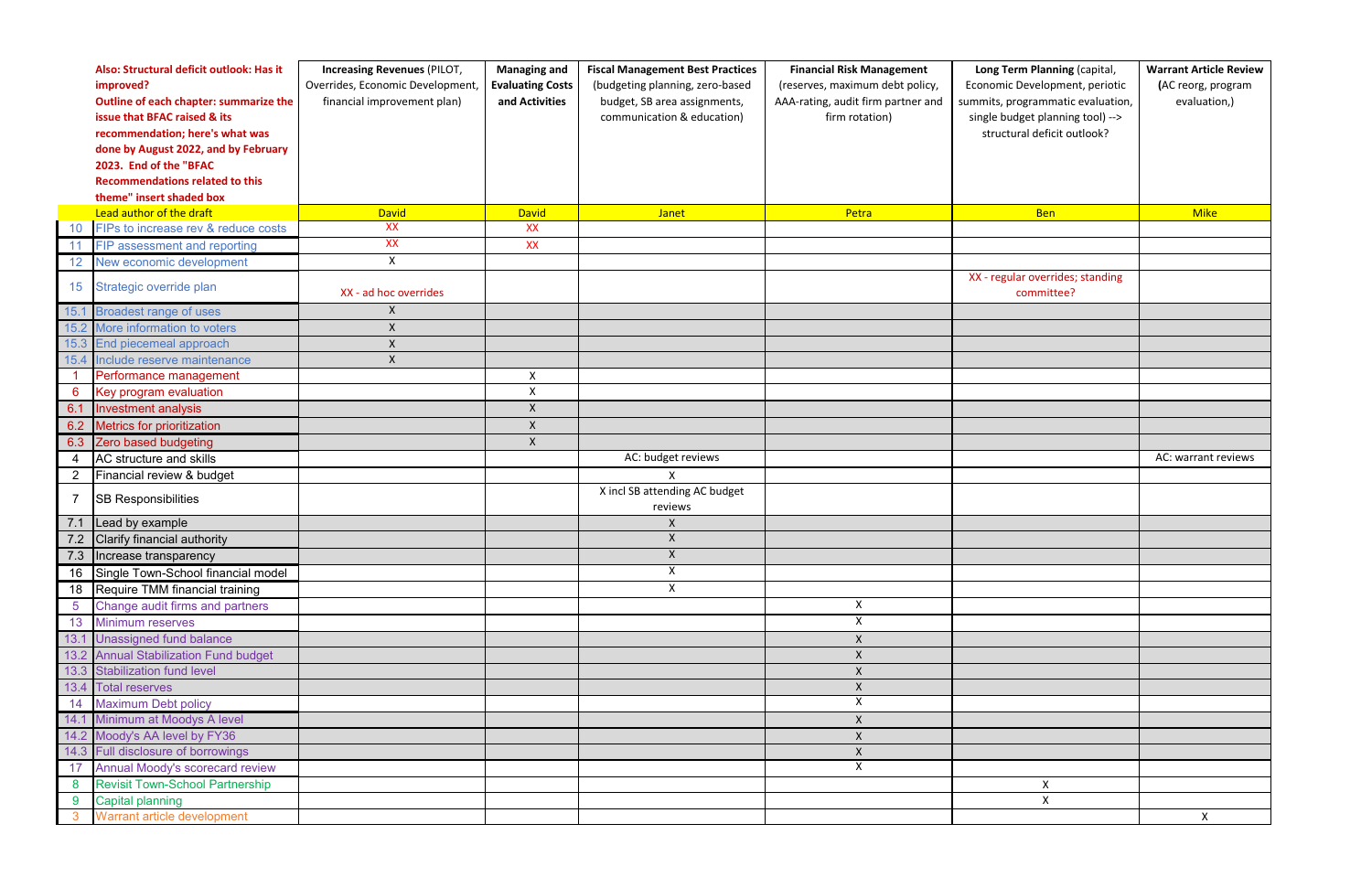| Also: Structural deficit outlook: Has it improved? Outline of each chapter: summarize the issue that BFAC raised & its recommendation; here's what was done by August 2022, and by February 2023. End of the "BFAC Recommendations related to this theme" insert shaded box | | **Increasing Revenues** (PILOT, Overrides, Economic Development, financial improvement plan) | **Managing and Evaluating Costs and Activities** | **Fiscal Management Best Practices** (budgeting planning, zero-based budget, SB area assignments, communication & education) | **Financial Risk Management** (reserves, maximum debt policy, AAA-rating, audit firm partner and firm rotation) | **Long Term Planning** (capital, Economic Development, periotic summits, programmatic evaluation, single budget planning tool) --> structural deficit outlook? | **Warrant Article Review** (AC reorg, program evaluation,) |
|---|---|---|---|---|---|---|---|
| | Lead author of the draft | David | David | Janet | Petra | Ben | Mike |
| 10 | FIPs to increase rev & reduce costs | XX | XX | | | | |
| 11 | FIP assessment and reporting | XX | XX | | | | |
| 12 | New economic development | X | | | | | |
| 15 | Strategic override plan | XX - ad hoc overrides | | | | XX - regular overrides; standing committee? | |
| 15.1 | Broadest range of uses | X | | | | | |
| 15.2 | More information to voters | X | | | | | |
| 15.3 | End piecemeal approach | X | | | | | |
| 15.4 | Include reserve maintenance | X | | | | | |
| 1 | Performance management | | X | | | | |
| 6 | Key program evaluation | | X | | | | |
| 6.1 | Investment analysis | | X | | | | |
| 6.2 | Metrics for prioritization | | X | | | | |
| 6.3 | Zero based budgeting | | X | | | | |
| 4 | AC structure and skills | | | AC: budget reviews | | | AC: warrant reviews |
| 2 | Financial review & budget | | | X | | | |
| 7 | SB Responsibilities | | | X incl SB attending AC budget reviews | | | |
| 7.1 | Lead by example | | | X | | | |
| 7.2 | Clarify financial authority | | | X | | | |
| 7.3 | Increase transparency | | | X | | | |
| 16 | Single Town-School financial model | | | X | | | |
| 18 | Require TMM financial training | | | X | | | |
| 5 | Change audit firms and partners | | | | X | | |
| 13 | Minimum reserves | | | | X | | |
| 13.1 | Unassigned fund balance | | | | X | | |
| 13.2 | Annual Stabilization Fund budget | | | | X | | |
| 13.3 | Stabilization fund level | | | | X | | |
| 13.4 | Total reserves | | | | X | | |
| 14 | Maximum Debt policy | | | | X | | |
| 14.1 | Minimum at Moodys A level | | | | X | | |
| 14.2 | Moody's AA level by FY36 | | | | X | | |
| 14.3 | Full disclosure of borrowings | | | | X | | |
| 17 | Annual Moody's scorecard review | | | | X | | |
| 8 | Revisit Town-School Partnership | | | | | X | |
| 9 | Capital planning | | | | | X | |
| 3 | Warrant article development | | | | | | X |